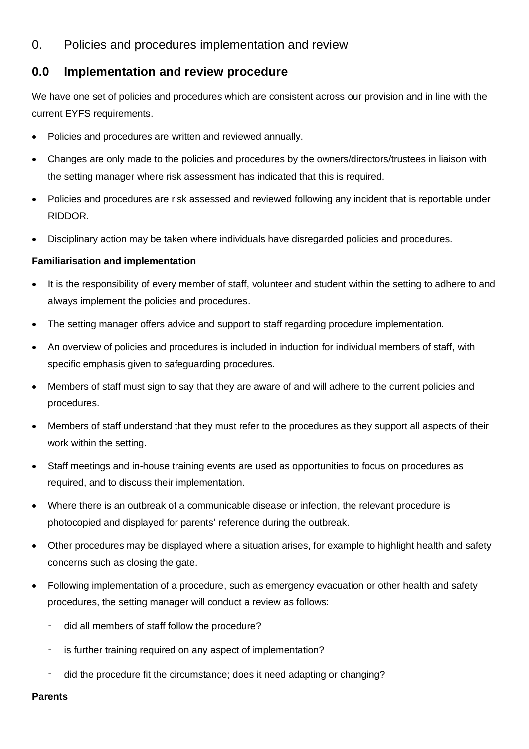# 0. Policies and procedures implementation and review

## 0.0 Implementation and review procedure

We have one set of policies and procedures which are consistent across our provision and in line with the current EYFS requirements.

- Policies and procedures are written and reviewed annually.
- Changes are only made to the policies and procedures by the owners/directors/trustees in liaison with the setting manager where risk assessment has indicated that this is required.
- Policies and procedures are risk assessed and reviewed following any incident that is reportable under RIDDOR.
- Disciplinary action may be taken where individuals have disregarded policies and procedures.

**Familiarisation and implementation**

- It is the responsibility of every member of staff, volunteer and student within the setting to adhere to and always implement the policies and procedures.
- The setting manager offers advice and support to staff regarding procedure implementation.
- An overview of policies and procedures is included in induction for individual members of staff, with specific emphasis given to safeguarding procedures.
- Members of staff must sign to say that they are aware of and will adhere to the current policies and procedures.
- Members of staff understand that they must refer to the procedures as they support all aspects of their work within the setting.
- Staff meetings and in-house training events are used as opportunities to focus on procedures as required, and to discuss their implementation.
- Where there is an outbreak of a communicable disease or infection, the relevant procedure is photocopied and displayed for parents' reference during the outbreak.
- Other procedures may be displayed where a situation arises, for example to highlight health and safety concerns such as closing the gate.
- Following implementation of a procedure, such as emergency evacuation or other health and safety procedures, the setting manager will conduct a review as follows:
  - did all members of staff follow the procedure?
  - is further training required on any aspect of implementation?
  - did the procedure fit the circumstance; does it need adapting or changing?

**Parents**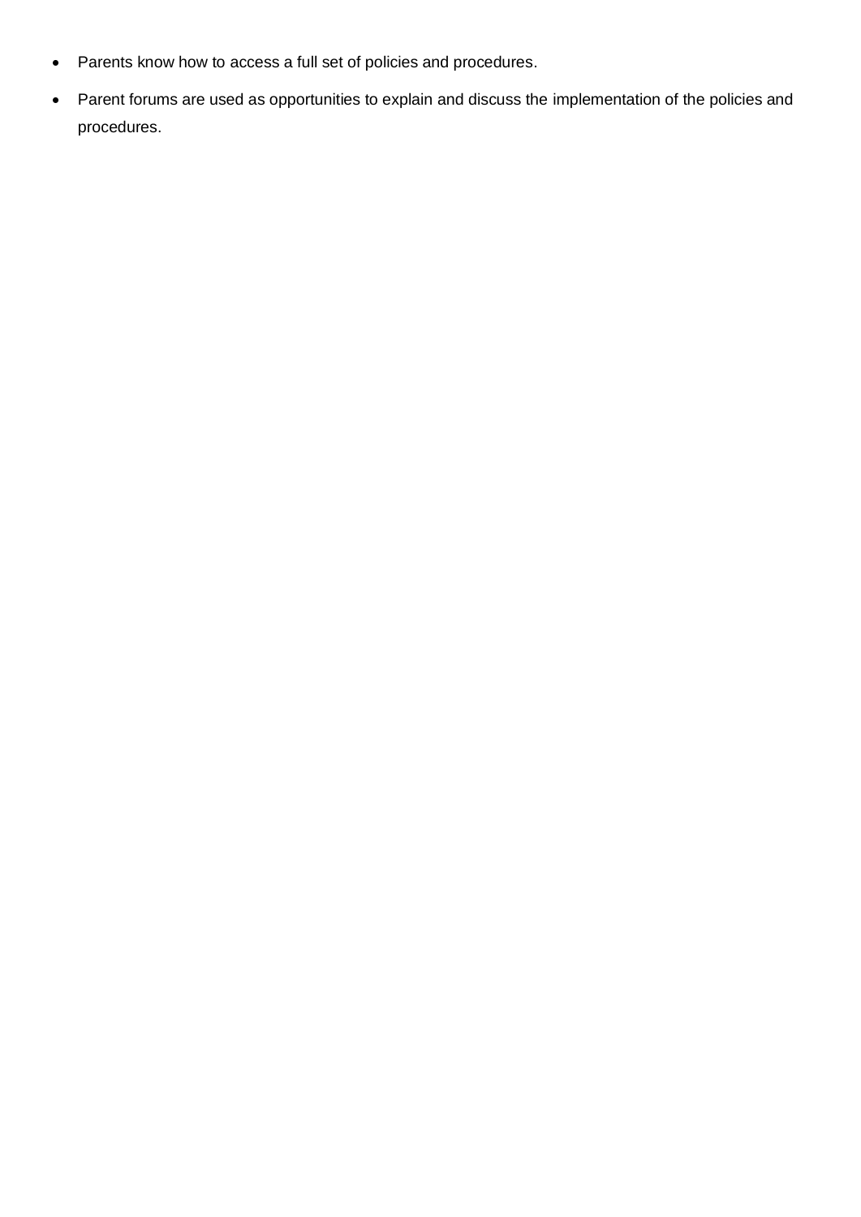- Parents know how to access a full set of policies and procedures.
- Parent forums are used as opportunities to explain and discuss the implementation of the policies and procedures.